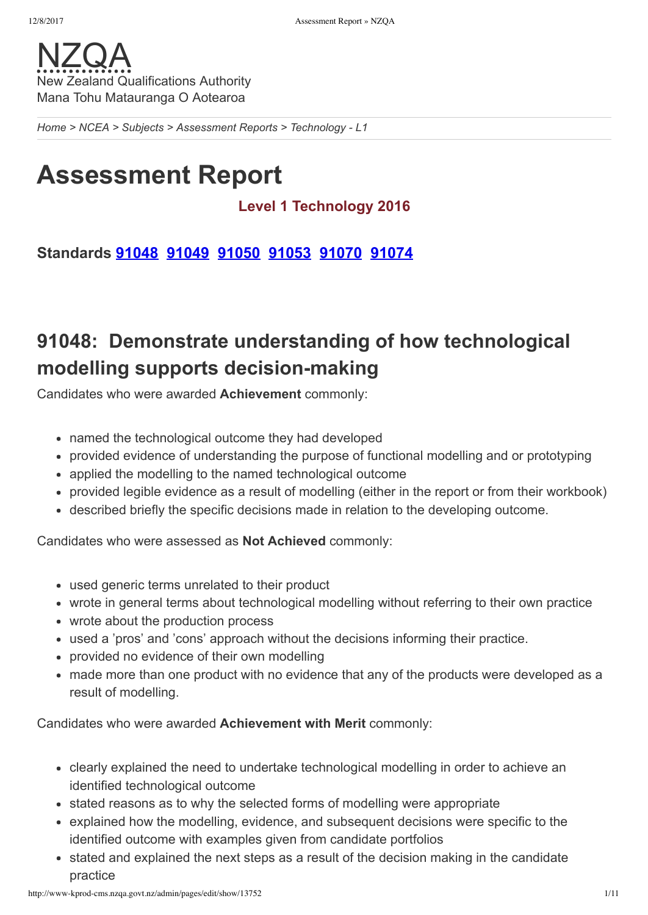NZQA
New Zealand Qualifications Authority
Mana Tohu Matauranga O Aotearoa

*Home > NCEA > Subjects > Assessment Reports > Technology - L1*

# Assessment Report

**Level 1 Technology 2016**

**Standards 91048 91049 91050 91053 91070 91074**

## 91048: Demonstrate understanding of how technological modelling supports decision-making

Candidates who were awarded **Achievement** commonly:

- named the technological outcome they had developed
- provided evidence of understanding the purpose of functional modelling and or prototyping
- applied the modelling to the named technological outcome
- provided legible evidence as a result of modelling (either in the report or from their workbook)
- described briefly the specific decisions made in relation to the developing outcome.

Candidates who were assessed as **Not Achieved** commonly:

- used generic terms unrelated to their product
- wrote in general terms about technological modelling without referring to their own practice
- wrote about the production process
- used a 'pros' and 'cons' approach without the decisions informing their practice.
- provided no evidence of their own modelling
- made more than one product with no evidence that any of the products were developed as a result of modelling.

Candidates who were awarded **Achievement with Merit** commonly:

- clearly explained the need to undertake technological modelling in order to achieve an identified technological outcome
- stated reasons as to why the selected forms of modelling were appropriate
- explained how the modelling, evidence, and subsequent decisions were specific to the identified outcome with examples given from candidate portfolios
- stated and explained the next steps as a result of the decision making in the candidate practice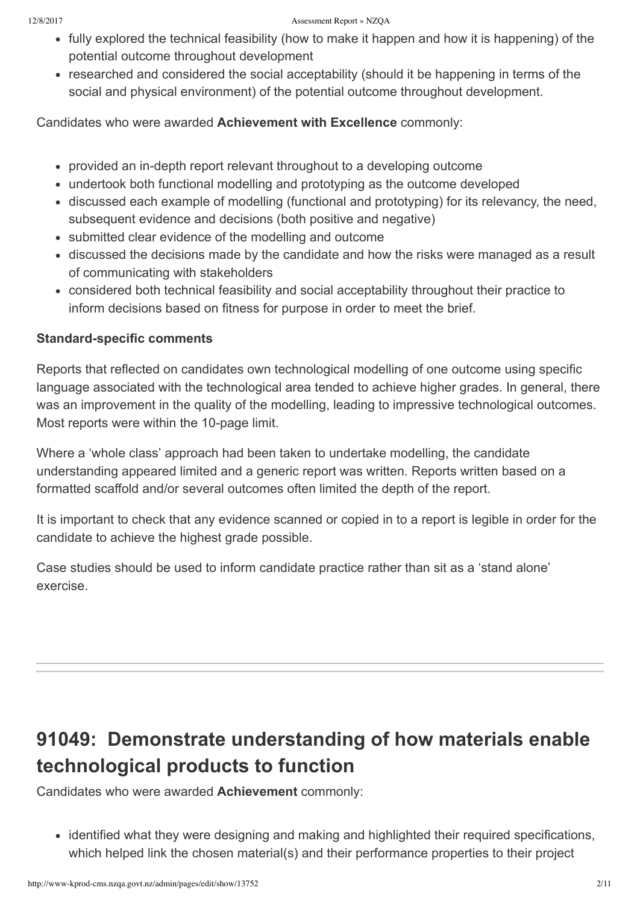- fully explored the technical feasibility (how to make it happen and how it is happening) of the potential outcome throughout development
- researched and considered the social acceptability (should it be happening in terms of the social and physical environment) of the potential outcome throughout development.

Candidates who were awarded **Achievement with Excellence** commonly:

- provided an in-depth report relevant throughout to a developing outcome
- undertook both functional modelling and prototyping as the outcome developed
- discussed each example of modelling (functional and prototyping) for its relevancy, the need, subsequent evidence and decisions (both positive and negative)
- submitted clear evidence of the modelling and outcome
- discussed the decisions made by the candidate and how the risks were managed as a result of communicating with stakeholders
- considered both technical feasibility and social acceptability throughout their practice to inform decisions based on fitness for purpose in order to meet the brief.

**Standard-specific comments**

Reports that reflected on candidates own technological modelling of one outcome using specific language associated with the technological area tended to achieve higher grades. In general, there was an improvement in the quality of the modelling, leading to impressive technological outcomes. Most reports were within the 10-page limit.

Where a 'whole class' approach had been taken to undertake modelling, the candidate understanding appeared limited and a generic report was written. Reports written based on a formatted scaffold and/or several outcomes often limited the depth of the report.

It is important to check that any evidence scanned or copied in to a report is legible in order for the candidate to achieve the highest grade possible.

Case studies should be used to inform candidate practice rather than sit as a 'stand alone' exercise.

---

## 91049: Demonstrate understanding of how materials enable technological products to function

Candidates who were awarded **Achievement** commonly:

- identified what they were designing and making and highlighted their required specifications, which helped link the chosen material(s) and their performance properties to their project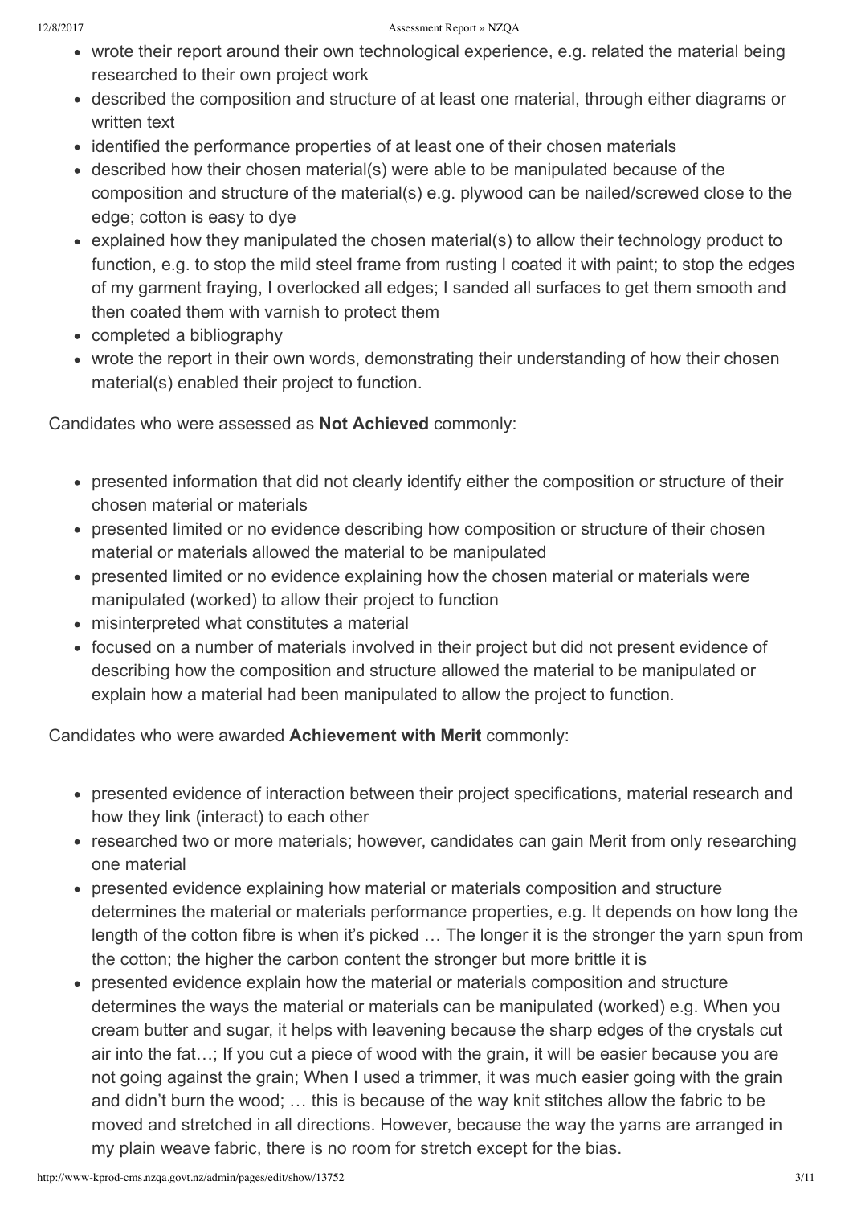- wrote their report around their own technological experience, e.g. related the material being researched to their own project work
- described the composition and structure of at least one material, through either diagrams or written text
- identified the performance properties of at least one of their chosen materials
- described how their chosen material(s) were able to be manipulated because of the composition and structure of the material(s) e.g. plywood can be nailed/screwed close to the edge; cotton is easy to dye
- explained how they manipulated the chosen material(s) to allow their technology product to function, e.g. to stop the mild steel frame from rusting I coated it with paint; to stop the edges of my garment fraying, I overlocked all edges; I sanded all surfaces to get them smooth and then coated them with varnish to protect them
- completed a bibliography
- wrote the report in their own words, demonstrating their understanding of how their chosen material(s) enabled their project to function.

Candidates who were assessed as **Not Achieved** commonly:

- presented information that did not clearly identify either the composition or structure of their chosen material or materials
- presented limited or no evidence describing how composition or structure of their chosen material or materials allowed the material to be manipulated
- presented limited or no evidence explaining how the chosen material or materials were manipulated (worked) to allow their project to function
- misinterpreted what constitutes a material
- focused on a number of materials involved in their project but did not present evidence of describing how the composition and structure allowed the material to be manipulated or explain how a material had been manipulated to allow the project to function.

Candidates who were awarded **Achievement with Merit** commonly:

- presented evidence of interaction between their project specifications, material research and how they link (interact) to each other
- researched two or more materials; however, candidates can gain Merit from only researching one material
- presented evidence explaining how material or materials composition and structure determines the material or materials performance properties, e.g. It depends on how long the length of the cotton fibre is when it's picked … The longer it is the stronger the yarn spun from the cotton; the higher the carbon content the stronger but more brittle it is
- presented evidence explain how the material or materials composition and structure determines the ways the material or materials can be manipulated (worked) e.g. When you cream butter and sugar, it helps with leavening because the sharp edges of the crystals cut air into the fat…; If you cut a piece of wood with the grain, it will be easier because you are not going against the grain; When I used a trimmer, it was much easier going with the grain and didn't burn the wood; … this is because of the way knit stitches allow the fabric to be moved and stretched in all directions. However, because the way the yarns are arranged in my plain weave fabric, there is no room for stretch except for the bias.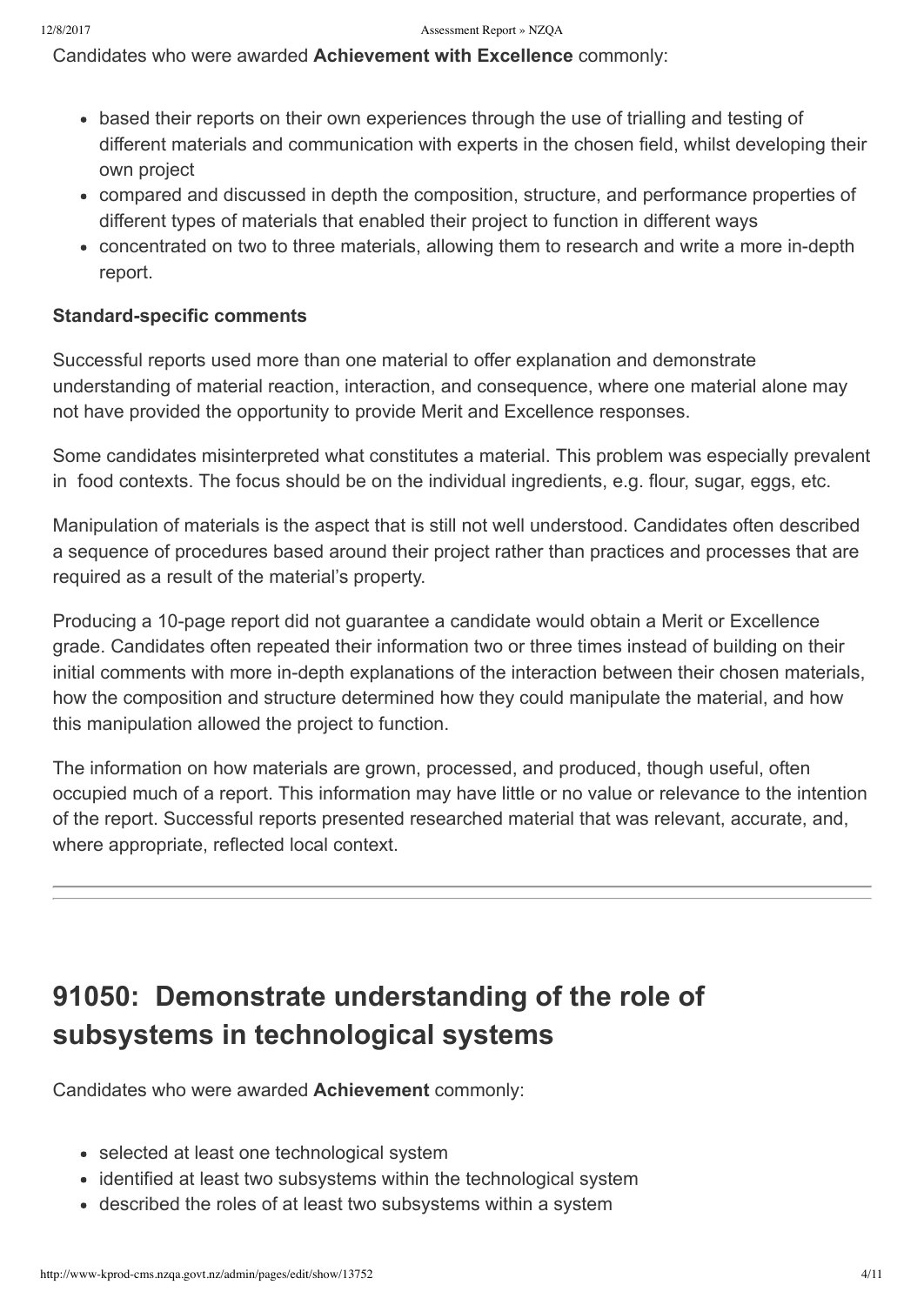Candidates who were awarded **Achievement with Excellence** commonly:

- based their reports on their own experiences through the use of trialling and testing of different materials and communication with experts in the chosen field, whilst developing their own project
- compared and discussed in depth the composition, structure, and performance properties of different types of materials that enabled their project to function in different ways
- concentrated on two to three materials, allowing them to research and write a more in-depth report.

**Standard-specific comments**

Successful reports used more than one material to offer explanation and demonstrate understanding of material reaction, interaction, and consequence, where one material alone may not have provided the opportunity to provide Merit and Excellence responses.

Some candidates misinterpreted what constitutes a material. This problem was especially prevalent in food contexts. The focus should be on the individual ingredients, e.g. flour, sugar, eggs, etc.

Manipulation of materials is the aspect that is still not well understood. Candidates often described a sequence of procedures based around their project rather than practices and processes that are required as a result of the material's property.

Producing a 10-page report did not guarantee a candidate would obtain a Merit or Excellence grade. Candidates often repeated their information two or three times instead of building on their initial comments with more in-depth explanations of the interaction between their chosen materials, how the composition and structure determined how they could manipulate the material, and how this manipulation allowed the project to function.

The information on how materials are grown, processed, and produced, though useful, often occupied much of a report. This information may have little or no value or relevance to the intention of the report. Successful reports presented researched material that was relevant, accurate, and, where appropriate, reflected local context.

---

## 91050: Demonstrate understanding of the role of subsystems in technological systems

Candidates who were awarded **Achievement** commonly:

- selected at least one technological system
- identified at least two subsystems within the technological system
- described the roles of at least two subsystems within a system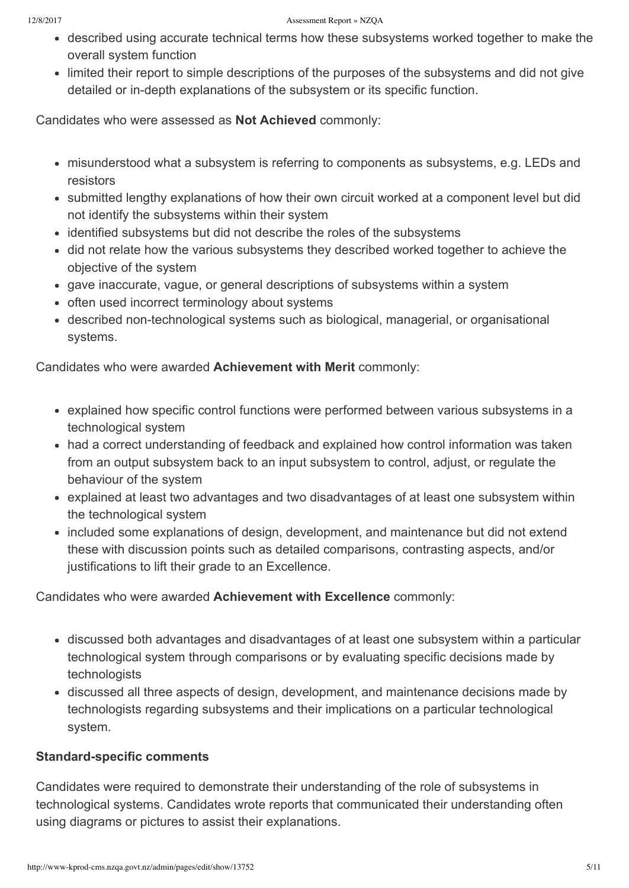- described using accurate technical terms how these subsystems worked together to make the overall system function
- limited their report to simple descriptions of the purposes of the subsystems and did not give detailed or in-depth explanations of the subsystem or its specific function.

Candidates who were assessed as **Not Achieved** commonly:

- misunderstood what a subsystem is referring to components as subsystems, e.g. LEDs and resistors
- submitted lengthy explanations of how their own circuit worked at a component level but did not identify the subsystems within their system
- identified subsystems but did not describe the roles of the subsystems
- did not relate how the various subsystems they described worked together to achieve the objective of the system
- gave inaccurate, vague, or general descriptions of subsystems within a system
- often used incorrect terminology about systems
- described non-technological systems such as biological, managerial, or organisational systems.

Candidates who were awarded **Achievement with Merit** commonly:

- explained how specific control functions were performed between various subsystems in a technological system
- had a correct understanding of feedback and explained how control information was taken from an output subsystem back to an input subsystem to control, adjust, or regulate the behaviour of the system
- explained at least two advantages and two disadvantages of at least one subsystem within the technological system
- included some explanations of design, development, and maintenance but did not extend these with discussion points such as detailed comparisons, contrasting aspects, and/or justifications to lift their grade to an Excellence.

Candidates who were awarded **Achievement with Excellence** commonly:

- discussed both advantages and disadvantages of at least one subsystem within a particular technological system through comparisons or by evaluating specific decisions made by technologists
- discussed all three aspects of design, development, and maintenance decisions made by technologists regarding subsystems and their implications on a particular technological system.

### Standard-specific comments

Candidates were required to demonstrate their understanding of the role of subsystems in technological systems. Candidates wrote reports that communicated their understanding often using diagrams or pictures to assist their explanations.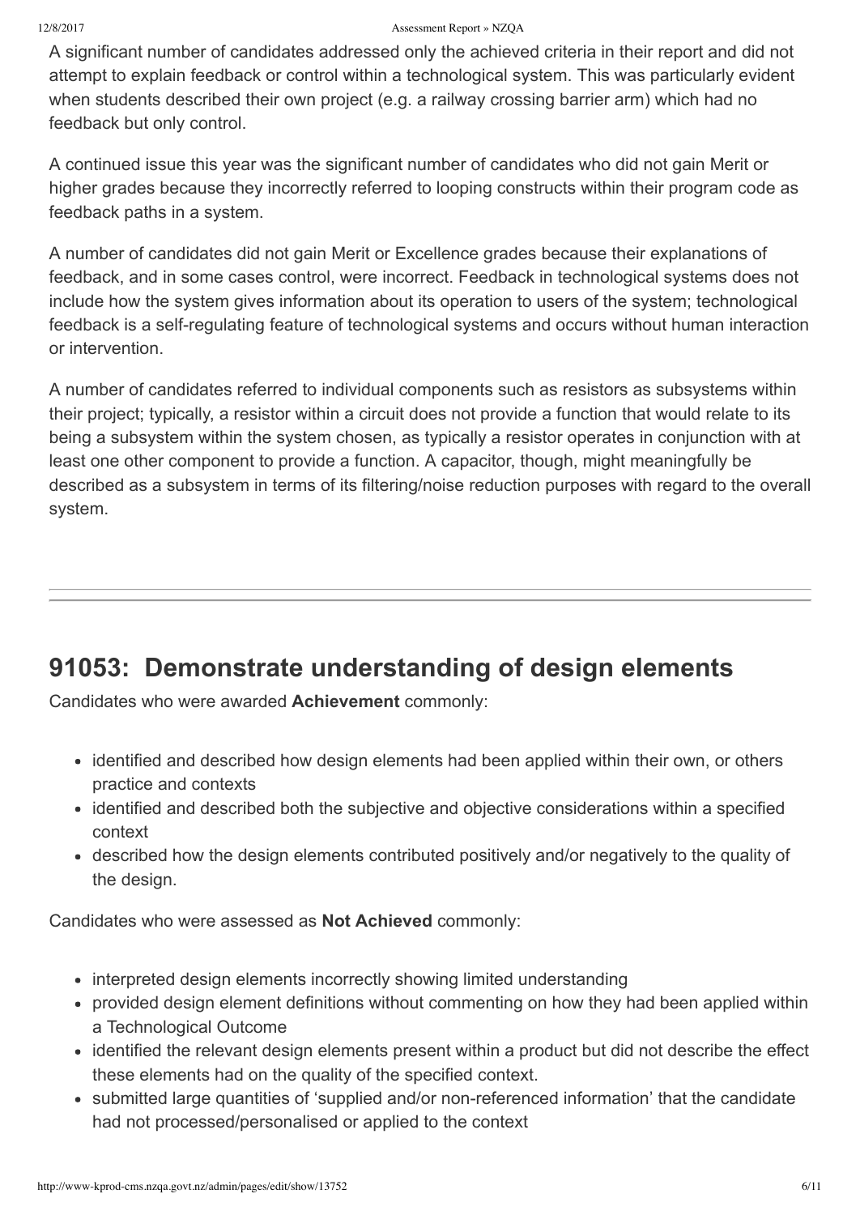A significant number of candidates addressed only the achieved criteria in their report and did not attempt to explain feedback or control within a technological system. This was particularly evident when students described their own project (e.g. a railway crossing barrier arm) which had no feedback but only control.

A continued issue this year was the significant number of candidates who did not gain Merit or higher grades because they incorrectly referred to looping constructs within their program code as feedback paths in a system.

A number of candidates did not gain Merit or Excellence grades because their explanations of feedback, and in some cases control, were incorrect. Feedback in technological systems does not include how the system gives information about its operation to users of the system; technological feedback is a self-regulating feature of technological systems and occurs without human interaction or intervention.

A number of candidates referred to individual components such as resistors as subsystems within their project; typically, a resistor within a circuit does not provide a function that would relate to its being a subsystem within the system chosen, as typically a resistor operates in conjunction with at least one other component to provide a function. A capacitor, though, might meaningfully be described as a subsystem in terms of its filtering/noise reduction purposes with regard to the overall system.

---

## 91053: Demonstrate understanding of design elements

Candidates who were awarded **Achievement** commonly:

- identified and described how design elements had been applied within their own, or others practice and contexts
- identified and described both the subjective and objective considerations within a specified context
- described how the design elements contributed positively and/or negatively to the quality of the design.

Candidates who were assessed as **Not Achieved** commonly:

- interpreted design elements incorrectly showing limited understanding
- provided design element definitions without commenting on how they had been applied within a Technological Outcome
- identified the relevant design elements present within a product but did not describe the effect these elements had on the quality of the specified context.
- submitted large quantities of 'supplied and/or non-referenced information' that the candidate had not processed/personalised or applied to the context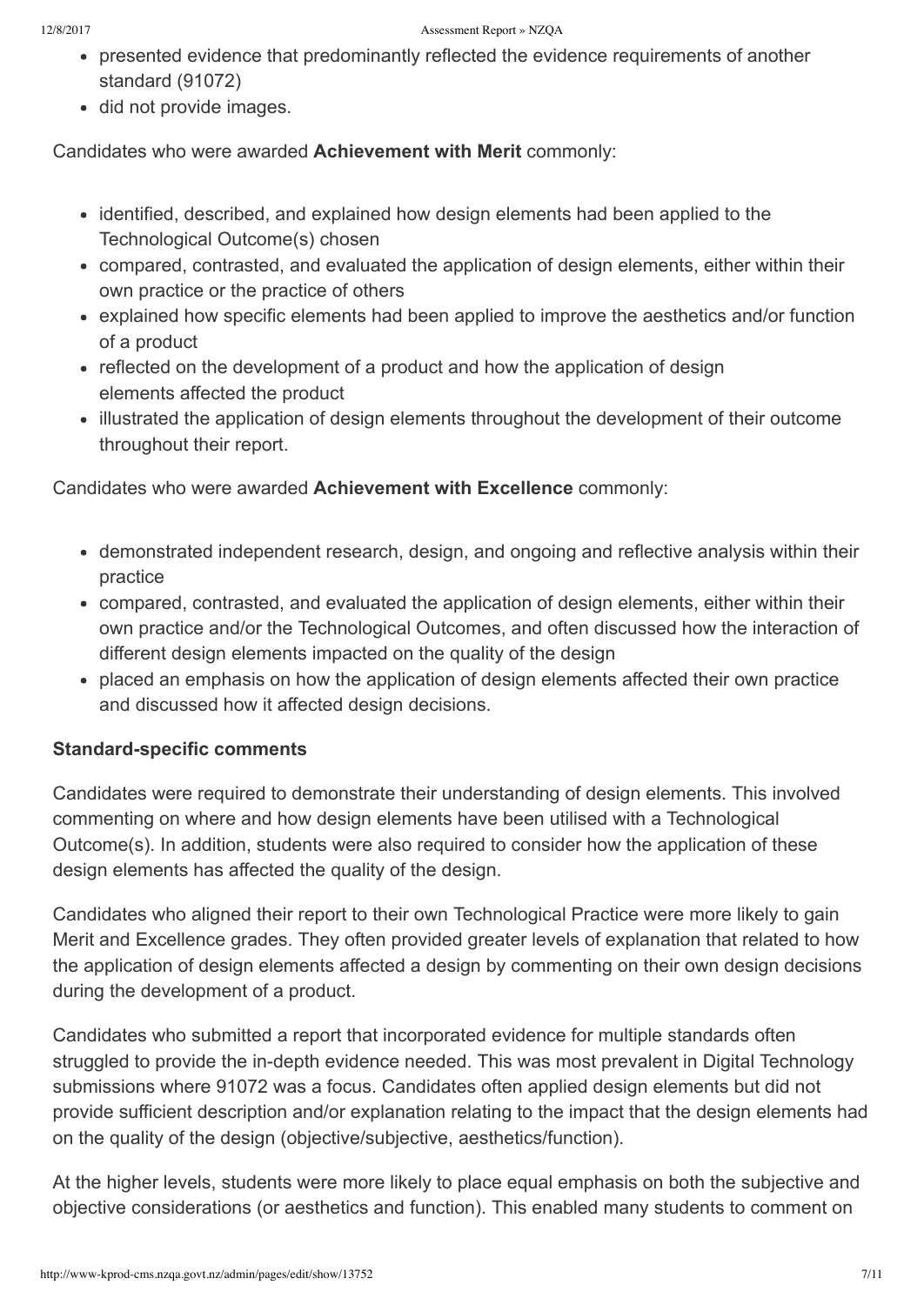- presented evidence that predominantly reflected the evidence requirements of another standard (91072)
- did not provide images.

Candidates who were awarded **Achievement with Merit** commonly:

- identified, described, and explained how design elements had been applied to the Technological Outcome(s) chosen
- compared, contrasted, and evaluated the application of design elements, either within their own practice or the practice of others
- explained how specific elements had been applied to improve the aesthetics and/or function of a product
- reflected on the development of a product and how the application of design elements affected the product
- illustrated the application of design elements throughout the development of their outcome throughout their report.

Candidates who were awarded **Achievement with Excellence** commonly:

- demonstrated independent research, design, and ongoing and reflective analysis within their practice
- compared, contrasted, and evaluated the application of design elements, either within their own practice and/or the Technological Outcomes, and often discussed how the interaction of different design elements impacted on the quality of the design
- placed an emphasis on how the application of design elements affected their own practice and discussed how it affected design decisions.

**Standard-specific comments**

Candidates were required to demonstrate their understanding of design elements. This involved commenting on where and how design elements have been utilised with a Technological Outcome(s). In addition, students were also required to consider how the application of these design elements has affected the quality of the design.

Candidates who aligned their report to their own Technological Practice were more likely to gain Merit and Excellence grades. They often provided greater levels of explanation that related to how the application of design elements affected a design by commenting on their own design decisions during the development of a product.

Candidates who submitted a report that incorporated evidence for multiple standards often struggled to provide the in-depth evidence needed. This was most prevalent in Digital Technology submissions where 91072 was a focus. Candidates often applied design elements but did not provide sufficient description and/or explanation relating to the impact that the design elements had on the quality of the design (objective/subjective, aesthetics/function).

At the higher levels, students were more likely to place equal emphasis on both the subjective and objective considerations (or aesthetics and function). This enabled many students to comment on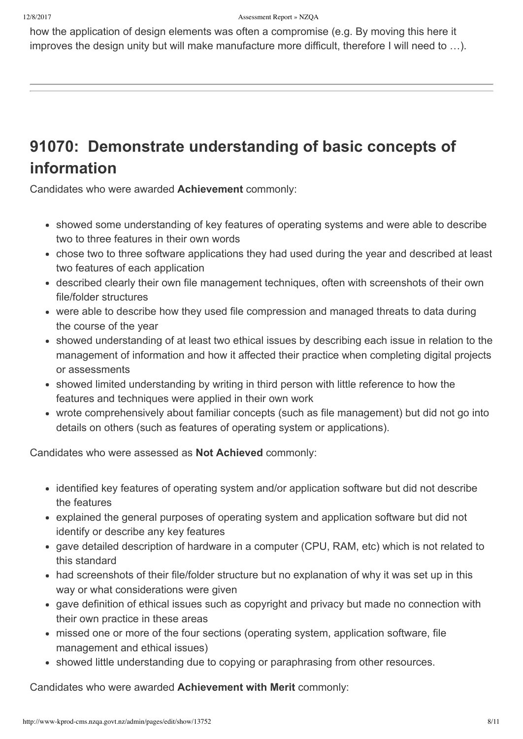how the application of design elements was often a compromise (e.g. By moving this here it improves the design unity but will make manufacture more difficult, therefore I will need to …).

---

## 91070: Demonstrate understanding of basic concepts of information

Candidates who were awarded **Achievement** commonly:

- showed some understanding of key features of operating systems and were able to describe two to three features in their own words
- chose two to three software applications they had used during the year and described at least two features of each application
- described clearly their own file management techniques, often with screenshots of their own file/folder structures
- were able to describe how they used file compression and managed threats to data during the course of the year
- showed understanding of at least two ethical issues by describing each issue in relation to the management of information and how it affected their practice when completing digital projects or assessments
- showed limited understanding by writing in third person with little reference to how the features and techniques were applied in their own work
- wrote comprehensively about familiar concepts (such as file management) but did not go into details on others (such as features of operating system or applications).

Candidates who were assessed as **Not Achieved** commonly:

- identified key features of operating system and/or application software but did not describe the features
- explained the general purposes of operating system and application software but did not identify or describe any key features
- gave detailed description of hardware in a computer (CPU, RAM, etc) which is not related to this standard
- had screenshots of their file/folder structure but no explanation of why it was set up in this way or what considerations were given
- gave definition of ethical issues such as copyright and privacy but made no connection with their own practice in these areas
- missed one or more of the four sections (operating system, application software, file management and ethical issues)
- showed little understanding due to copying or paraphrasing from other resources.

Candidates who were awarded **Achievement with Merit** commonly: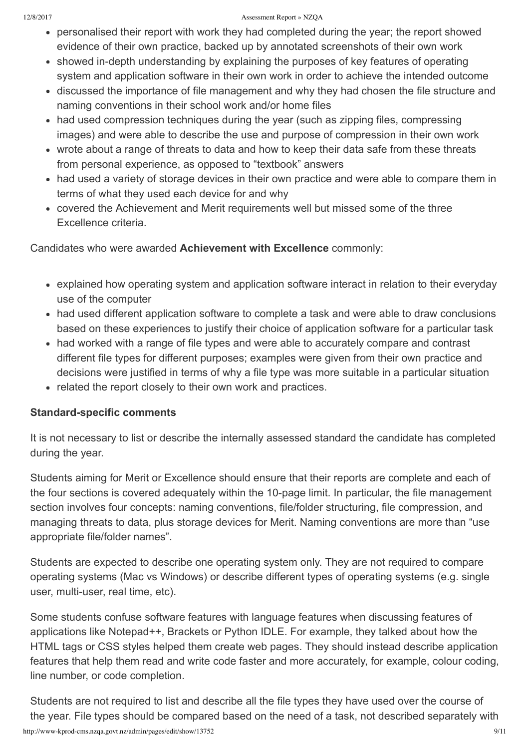- personalised their report with work they had completed during the year; the report showed evidence of their own practice, backed up by annotated screenshots of their own work
- showed in-depth understanding by explaining the purposes of key features of operating system and application software in their own work in order to achieve the intended outcome
- discussed the importance of file management and why they had chosen the file structure and naming conventions in their school work and/or home files
- had used compression techniques during the year (such as zipping files, compressing images) and were able to describe the use and purpose of compression in their own work
- wrote about a range of threats to data and how to keep their data safe from these threats from personal experience, as opposed to "textbook" answers
- had used a variety of storage devices in their own practice and were able to compare them in terms of what they used each device for and why
- covered the Achievement and Merit requirements well but missed some of the three Excellence criteria.

Candidates who were awarded **Achievement with Excellence** commonly:

- explained how operating system and application software interact in relation to their everyday use of the computer
- had used different application software to complete a task and were able to draw conclusions based on these experiences to justify their choice of application software for a particular task
- had worked with a range of file types and were able to accurately compare and contrast different file types for different purposes; examples were given from their own practice and decisions were justified in terms of why a file type was more suitable in a particular situation
- related the report closely to their own work and practices.

### Standard-specific comments

It is not necessary to list or describe the internally assessed standard the candidate has completed during the year.

Students aiming for Merit or Excellence should ensure that their reports are complete and each of the four sections is covered adequately within the 10-page limit. In particular, the file management section involves four concepts: naming conventions, file/folder structuring, file compression, and managing threats to data, plus storage devices for Merit. Naming conventions are more than "use appropriate file/folder names".

Students are expected to describe one operating system only. They are not required to compare operating systems (Mac vs Windows) or describe different types of operating systems (e.g. single user, multi-user, real time, etc).

Some students confuse software features with language features when discussing features of applications like Notepad++, Brackets or Python IDLE. For example, they talked about how the HTML tags or CSS styles helped them create web pages. They should instead describe application features that help them read and write code faster and more accurately, for example, colour coding, line number, or code completion.

Students are not required to list and describe all the file types they have used over the course of the year. File types should be compared based on the need of a task, not described separately with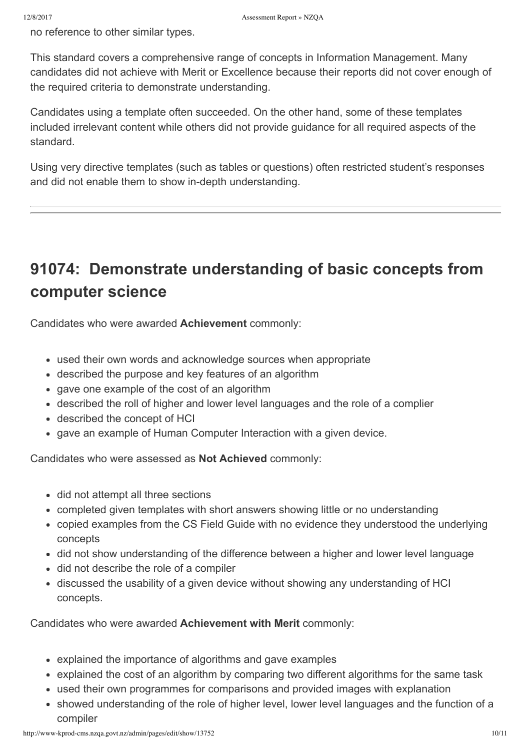no reference to other similar types.

This standard covers a comprehensive range of concepts in Information Management. Many candidates did not achieve with Merit or Excellence because their reports did not cover enough of the required criteria to demonstrate understanding.

Candidates using a template often succeeded. On the other hand, some of these templates included irrelevant content while others did not provide guidance for all required aspects of the standard.

Using very directive templates (such as tables or questions) often restricted student's responses and did not enable them to show in-depth understanding.

---

## 91074: Demonstrate understanding of basic concepts from computer science

Candidates who were awarded **Achievement** commonly:

- used their own words and acknowledge sources when appropriate
- described the purpose and key features of an algorithm
- gave one example of the cost of an algorithm
- described the roll of higher and lower level languages and the role of a complier
- described the concept of HCI
- gave an example of Human Computer Interaction with a given device.

Candidates who were assessed as **Not Achieved** commonly:

- did not attempt all three sections
- completed given templates with short answers showing little or no understanding
- copied examples from the CS Field Guide with no evidence they understood the underlying concepts
- did not show understanding of the difference between a higher and lower level language
- did not describe the role of a compiler
- discussed the usability of a given device without showing any understanding of HCI concepts.

Candidates who were awarded **Achievement with Merit** commonly:

- explained the importance of algorithms and gave examples
- explained the cost of an algorithm by comparing two different algorithms for the same task
- used their own programmes for comparisons and provided images with explanation
- showed understanding of the role of higher level, lower level languages and the function of a compiler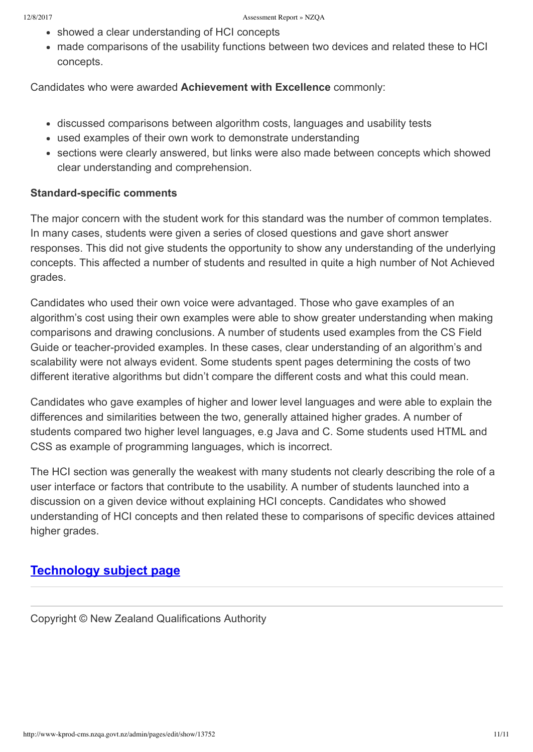- showed a clear understanding of HCI concepts
- made comparisons of the usability functions between two devices and related these to HCI concepts.

Candidates who were awarded **Achievement with Excellence** commonly:

- discussed comparisons between algorithm costs, languages and usability tests
- used examples of their own work to demonstrate understanding
- sections were clearly answered, but links were also made between concepts which showed clear understanding and comprehension.

### Standard-specific comments

The major concern with the student work for this standard was the number of common templates. In many cases, students were given a series of closed questions and gave short answer responses. This did not give students the opportunity to show any understanding of the underlying concepts. This affected a number of students and resulted in quite a high number of Not Achieved grades.

Candidates who used their own voice were advantaged. Those who gave examples of an algorithm's cost using their own examples were able to show greater understanding when making comparisons and drawing conclusions. A number of students used examples from the CS Field Guide or teacher-provided examples. In these cases, clear understanding of an algorithm's and scalability were not always evident. Some students spent pages determining the costs of two different iterative algorithms but didn't compare the different costs and what this could mean.

Candidates who gave examples of higher and lower level languages and were able to explain the differences and similarities between the two, generally attained higher grades. A number of students compared two higher level languages, e.g Java and C. Some students used HTML and CSS as example of programming languages, which is incorrect.

The HCI section was generally the weakest with many students not clearly describing the role of a user interface or factors that contribute to the usability. A number of students launched into a discussion on a given device without explaining HCI concepts. Candidates who showed understanding of HCI concepts and then related these to comparisons of specific devices attained higher grades.

## Technology subject page

Copyright © New Zealand Qualifications Authority